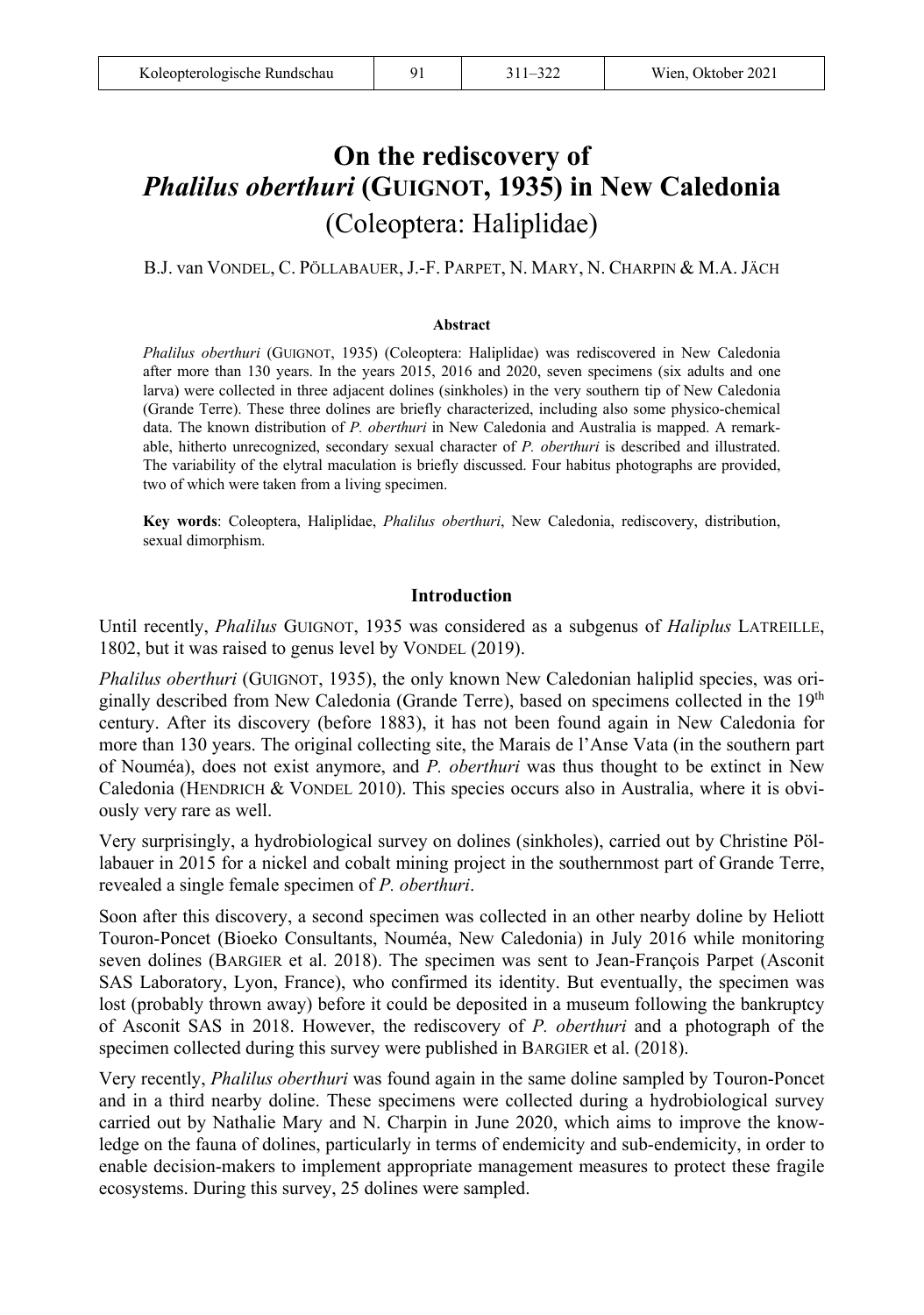# On the rediscovery of *Phalilus oberthuri* (GUIGNOT, 1935) in New Caledonia (Coleoptera: Haliplidae)

B.J. van VONDEL, C. PÖLLABAUER, J.-F. PARPET, N. MARY, N. CHARPIN & M.A. JÄCH

### Abstract

*Phalilus oberthuri* (GUIGNOT, 1935) (Coleoptera: Haliplidae) was rediscovered in New Caledonia after more than 130 years. In the years 2015, 2016 and 2020, seven specimens (six adults and one larva) were collected in three adjacent dolines (sinkholes) in the very southern tip of New Caledonia (Grande Terre). These three dolines are briefly characterized, including also some physico-chemical data. The known distribution of *P. oberthuri* in New Caledonia and Australia is mapped. A remarkable, hitherto unrecognized, secondary sexual character of *P. oberthuri* is described and illustrated. The variability of the elytral maculation is briefly discussed. Four habitus photographs are provided, two of which were taken from a living specimen.

**Key words**: Coleoptera, Haliplidae, *Phalilus oberthuri*, New Caledonia, rediscovery, distribution, sexual dimorphism.

## Introduction

Until recently, *Phalilus* GUIGNOT, 1935 was considered as a subgenus of *Haliplus* LATREILLE, 1802, but it was raised to genus level by VONDEL (2019).

*Phalilus oberthuri* (GUIGNOT, 1935), the only known New Caledonian haliplid species, was originally described from New Caledonia (Grande Terre), based on specimens collected in the 19th century. After its discovery (before 1883), it has not been found again in New Caledonia for more than 130 years. The original collecting site, the Marais de l'Anse Vata (in the southern part of Nouméa), does not exist anymore, and *P. oberthuri* was thus thought to be extinct in New Caledonia (HENDRICH & VONDEL 2010). This species occurs also in Australia, where it is obviously very rare as well.

Very surprisingly, a hydrobiological survey on dolines (sinkholes), carried out by Christine Pöllabauer in 2015 for a nickel and cobalt mining project in the southernmost part of Grande Terre, revealed a single female specimen of *P. oberthuri*.

Soon after this discovery, a second specimen was collected in an other nearby doline by Heliott Touron-Poncet (Bioeko Consultants, Nouméa, New Caledonia) in July 2016 while monitoring seven dolines (BARGIER et al. 2018). The specimen was sent to Jean-François Parpet (Asconit SAS Laboratory, Lyon, France), who confirmed its identity. But eventually, the specimen was lost (probably thrown away) before it could be deposited in a museum following the bankruptcy of Asconit SAS in 2018. However, the rediscovery of *P. oberthuri* and a photograph of the specimen collected during this survey were published in BARGIER et al. (2018).

Very recently, *Phalilus oberthuri* was found again in the same doline sampled by Touron-Poncet and in a third nearby doline. These specimens were collected during a hydrobiological survey carried out by Nathalie Mary and N. Charpin in June 2020, which aims to improve the knowledge on the fauna of dolines, particularly in terms of endemicity and sub-endemicity, in order to enable decision-makers to implement appropriate management measures to protect these fragile ecosystems. During this survey, 25 dolines were sampled.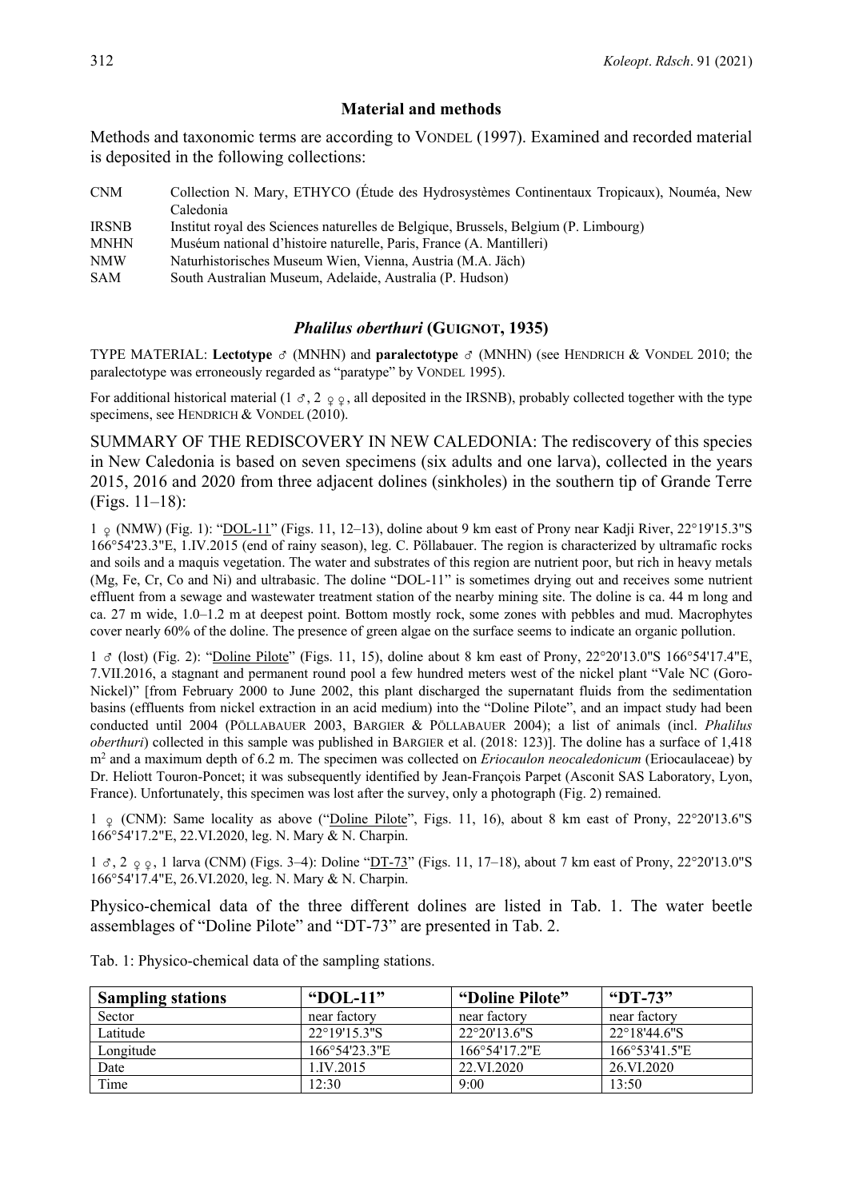## Material and methods

Methods and taxonomic terms are according to VONDEL (1997). Examined and recorded material is deposited in the following collections:

| | |
|---|---|
| CNM | Collection N. Mary, ETHYCO (Étude des Hydrosystèmes Continentaux Tropicaux), Nouméa, New Caledonia |
| IRSNB | Institut royal des Sciences naturelles de Belgique, Brussels, Belgium (P. Limbourg) |
| MNHN | Muséum national d'histoire naturelle, Paris, France (A. Mantilleri) |
| NMW | Naturhistorisches Museum Wien, Vienna, Austria (M.A. Jäch) |
| SAM | South Australian Museum, Adelaide, Australia (P. Hudson) |

### *Phalilus oberthuri* (GUIGNOT, 1935)

TYPE MATERIAL: **Lectotype** ♂ (MNHN) and **paralectotype** ♂ (MNHN) (see HENDRICH & VONDEL 2010; the paralectotype was erroneously regarded as "paratype" by VONDEL 1995).

For additional historical material (1 ♂, 2 ♀♀, all deposited in the IRSNB), probably collected together with the type specimens, see HENDRICH & VONDEL (2010).

SUMMARY OF THE REDISCOVERY IN NEW CALEDONIA: The rediscovery of this species in New Caledonia is based on seven specimens (six adults and one larva), collected in the years 2015, 2016 and 2020 from three adjacent dolines (sinkholes) in the southern tip of Grande Terre (Figs. 11–18):

1 ♀ (NMW) (Fig. 1): "DOL-11" (Figs. 11, 12–13), doline about 9 km east of Prony near Kadji River, 22°19'15.3"S 166°54'23.3"E, 1.IV.2015 (end of rainy season), leg. C. Pöllabauer. The region is characterized by ultramafic rocks and soils and a maquis vegetation. The water and substrates of this region are nutrient poor, but rich in heavy metals (Mg, Fe, Cr, Co and Ni) and ultrabasic. The doline "DOL-11" is sometimes drying out and receives some nutrient effluent from a sewage and wastewater treatment station of the nearby mining site. The doline is ca. 44 m long and ca. 27 m wide, 1.0–1.2 m at deepest point. Bottom mostly rock, some zones with pebbles and mud. Macrophytes cover nearly 60% of the doline. The presence of green algae on the surface seems to indicate an organic pollution.

1 ♂ (lost) (Fig. 2): "Doline Pilote" (Figs. 11, 15), doline about 8 km east of Prony, 22°20'13.0"S 166°54'17.4"E, 7.VII.2016, a stagnant and permanent round pool a few hundred meters west of the nickel plant "Vale NC (Goro-Nickel)" [from February 2000 to June 2002, this plant discharged the supernatant fluids from the sedimentation basins (effluents from nickel extraction in an acid medium) into the "Doline Pilote", and an impact study had been conducted until 2004 (PÖLLABAUER 2003, BARGIER & PÖLLABAUER 2004); a list of animals (incl. *Phalilus oberthuri*) collected in this sample was published in BARGIER et al. (2018: 123)]. The doline has a surface of 1,418 m$^2$ and a maximum depth of 6.2 m. The specimen was collected on *Eriocaulon neocaledonicum* (Eriocaulaceae) by Dr. Heliott Touron-Poncet; it was subsequently identified by Jean-François Parpet (Asconit SAS Laboratory, Lyon, France). Unfortunately, this specimen was lost after the survey, only a photograph (Fig. 2) remained.

1 ♀ (CNM): Same locality as above ("Doline Pilote", Figs. 11, 16), about 8 km east of Prony, 22°20'13.6"S 166°54'17.2"E, 22.VI.2020, leg. N. Mary & N. Charpin.

1 ♂, 2 ♀♀, 1 larva (CNM) (Figs. 3–4): Doline "DT-73" (Figs. 11, 17–18), about 7 km east of Prony, 22°20'13.0"S 166°54'17.4"E, 26.VI.2020, leg. N. Mary & N. Charpin.

Physico-chemical data of the three different dolines are listed in Tab. 1. The water beetle assemblages of "Doline Pilote" and "DT-73" are presented in Tab. 2.

Tab. 1: Physico-chemical data of the sampling stations.

| **Sampling stations** | **"DOL-11"** | **"Doline Pilote"** | **"DT-73"** |
|---|---|---|---|
| Sector | near factory | near factory | near factory |
| Latitude | 22°19'15.3"S | 22°20'13.6"S | 22°18'44.6"S |
| Longitude | 166°54'23.3"E | 166°54'17.2"E | 166°53'41.5"E |
| Date | 1.IV.2015 | 22.VI.2020 | 26.VI.2020 |
| Time | 12:30 | 9:00 | 13:50 |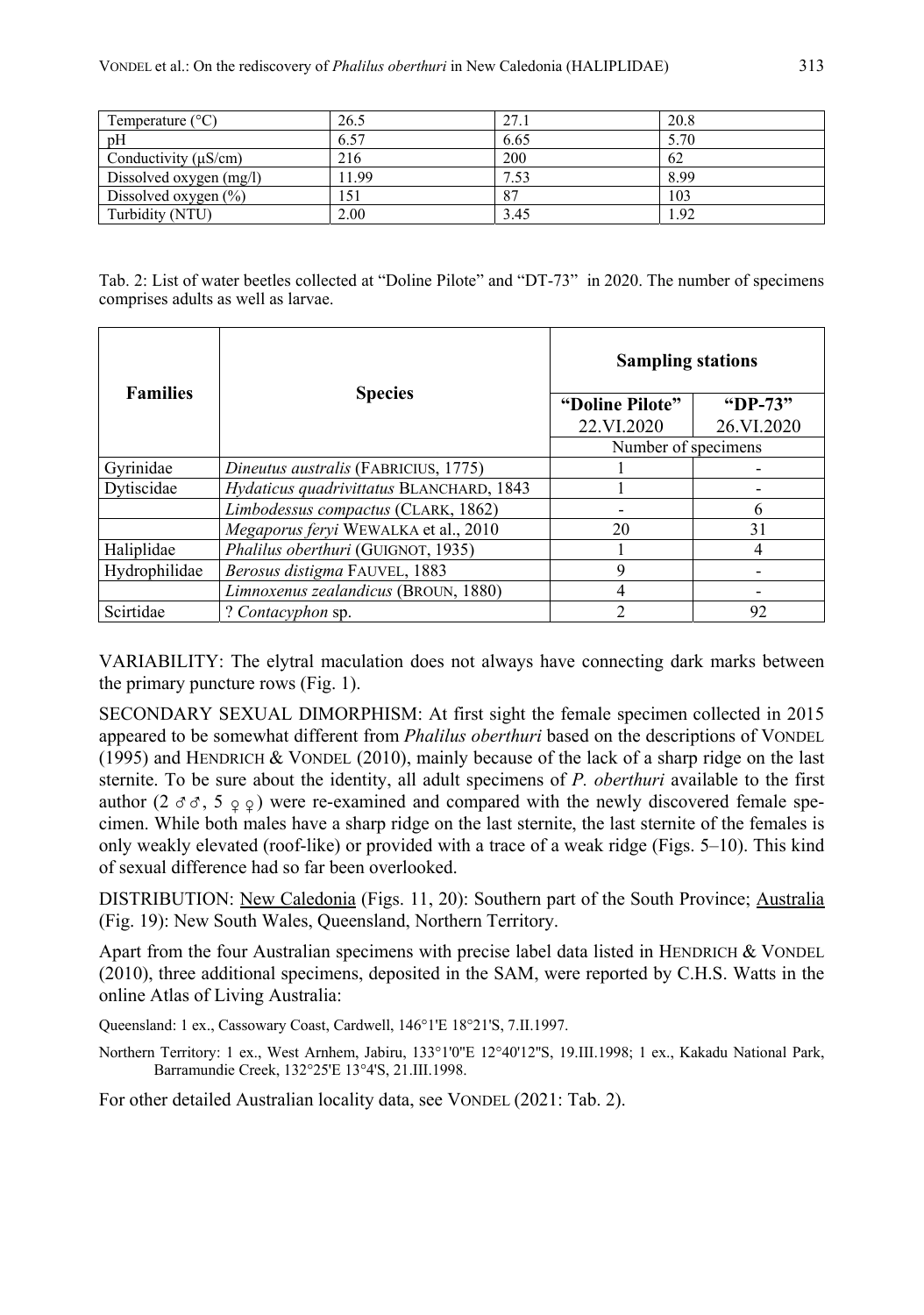| Temperature (°C) | 26.5 | 27.1 | 20.8 |
|---|---|---|---|
| pH | 6.57 | 6.65 | 5.70 |
| Conductivity (μS/cm) | 216 | 200 | 62 |
| Dissolved oxygen (mg/l) | 11.99 | 7.53 | 8.99 |
| Dissolved oxygen (%) | 151 | 87 | 103 |
| Turbidity (NTU) | 2.00 | 3.45 | 1.92 |

Tab. 2: List of water beetles collected at "Doline Pilote" and "DT-73" in 2020. The number of specimens comprises adults as well as larvae.

| Families | Species | Sampling stations | |
|---|---|---|---|
| | | **"Doline Pilote"** 22.VI.2020 | **"DP-73"** 26.VI.2020 |
| | | Number of specimens | |
| Gyrinidae | *Dineutus australis* (FABRICIUS, 1775) | 1 | - |
| Dytiscidae | *Hydaticus quadrivittatus* BLANCHARD, 1843 | 1 | - |
| | *Limbodessus compactus* (CLARK, 1862) | - | 6 |
| | *Megaporus feryi* WEWALKA et al., 2010 | 20 | 31 |
| Haliplidae | *Phalilus oberthuri* (GUIGNOT, 1935) | 1 | 4 |
| Hydrophilidae | *Berosus distigma* FAUVEL, 1883 | 9 | - |
| | *Limnoxenus zealandicus* (BROUN, 1880) | 4 | - |
| Scirtidae | ? *Contacyphon* sp. | 2 | 92 |

VARIABILITY: The elytral maculation does not always have connecting dark marks between the primary puncture rows (Fig. 1).

SECONDARY SEXUAL DIMORPHISM: At first sight the female specimen collected in 2015 appeared to be somewhat different from *Phalilus oberthuri* based on the descriptions of VONDEL (1995) and HENDRICH & VONDEL (2010), mainly because of the lack of a sharp ridge on the last sternite. To be sure about the identity, all adult specimens of *P. oberthuri* available to the first author (2 ♂♂, 5 ♀♀) were re-examined and compared with the newly discovered female specimen. While both males have a sharp ridge on the last sternite, the last sternite of the females is only weakly elevated (roof-like) or provided with a trace of a weak ridge (Figs. 5–10). This kind of sexual difference had so far been overlooked.

DISTRIBUTION: New Caledonia (Figs. 11, 20): Southern part of the South Province; Australia (Fig. 19): New South Wales, Queensland, Northern Territory.

Apart from the four Australian specimens with precise label data listed in HENDRICH & VONDEL (2010), three additional specimens, deposited in the SAM, were reported by C.H.S. Watts in the online Atlas of Living Australia:

Queensland: 1 ex., Cassowary Coast, Cardwell, 146°1'E 18°21'S, 7.II.1997.

Northern Territory: 1 ex., West Arnhem, Jabiru, 133°1'0''E 12°40'12''S, 19.III.1998; 1 ex., Kakadu National Park, Barramundie Creek, 132°25'E 13°4'S, 21.III.1998.

For other detailed Australian locality data, see VONDEL (2021: Tab. 2).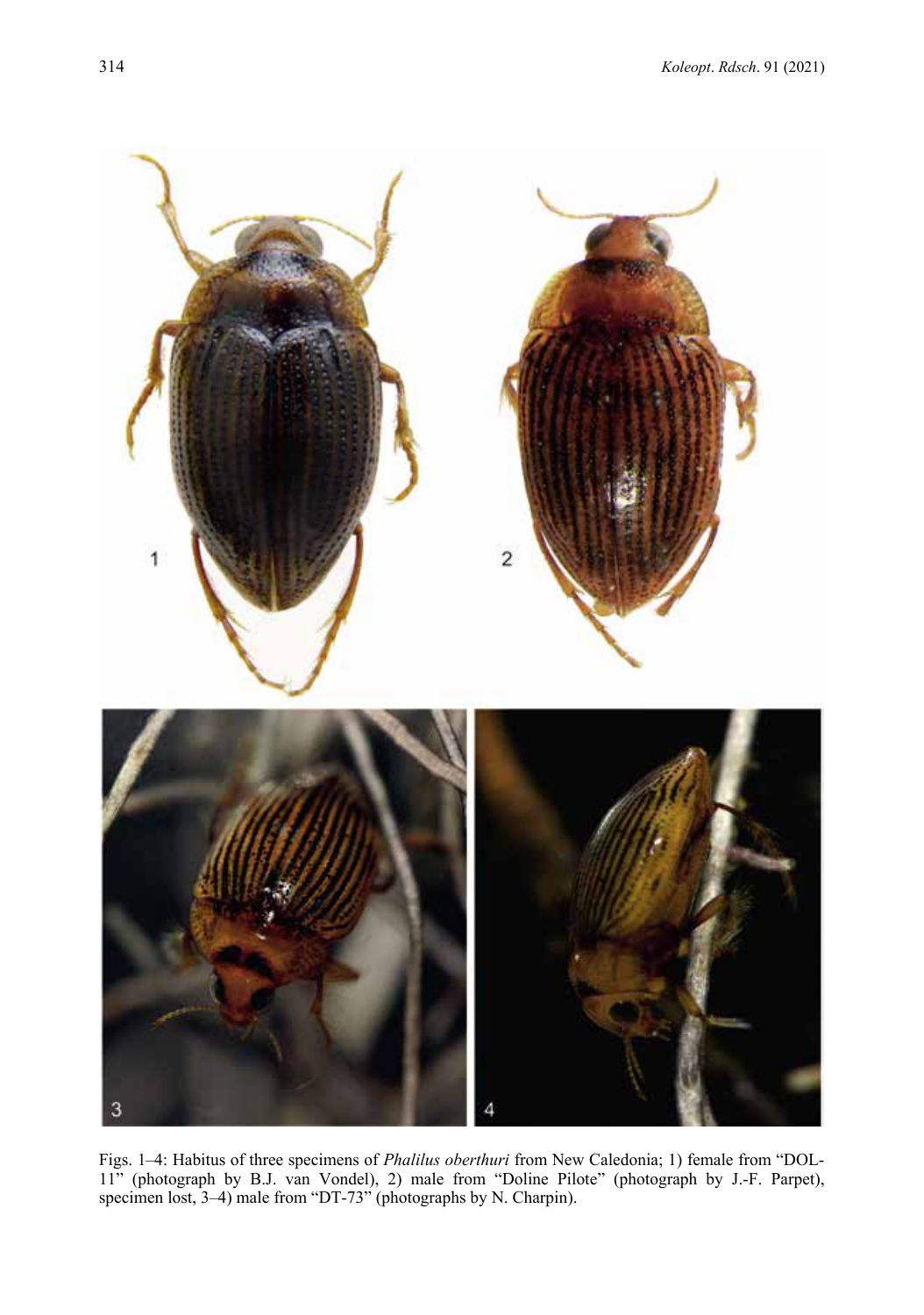Figs. 1–4: Habitus of three specimens of *Phalilus oberthuri* from New Caledonia; 1) female from "DOL-11" (photograph by B.J. van Vondel), 2) male from "Doline Pilote" (photograph by J.-F. Parpet), specimen lost, 3–4) male from "DT-73" (photographs by N. Charpin).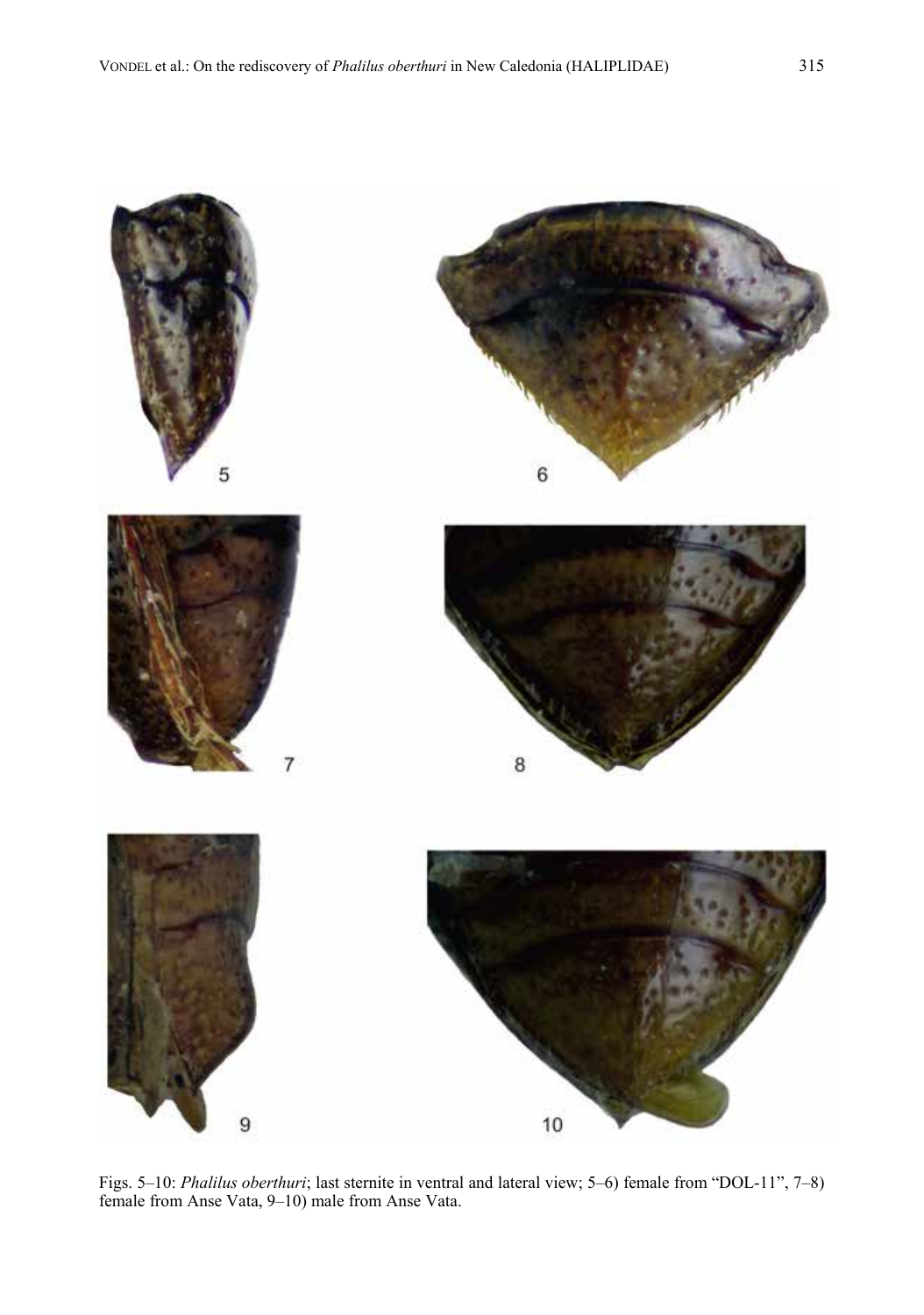Figs. 5–10: *Phalilus oberthuri*; last sternite in ventral and lateral view; 5–6) female from "DOL-11", 7–8) female from Anse Vata, 9–10) male from Anse Vata.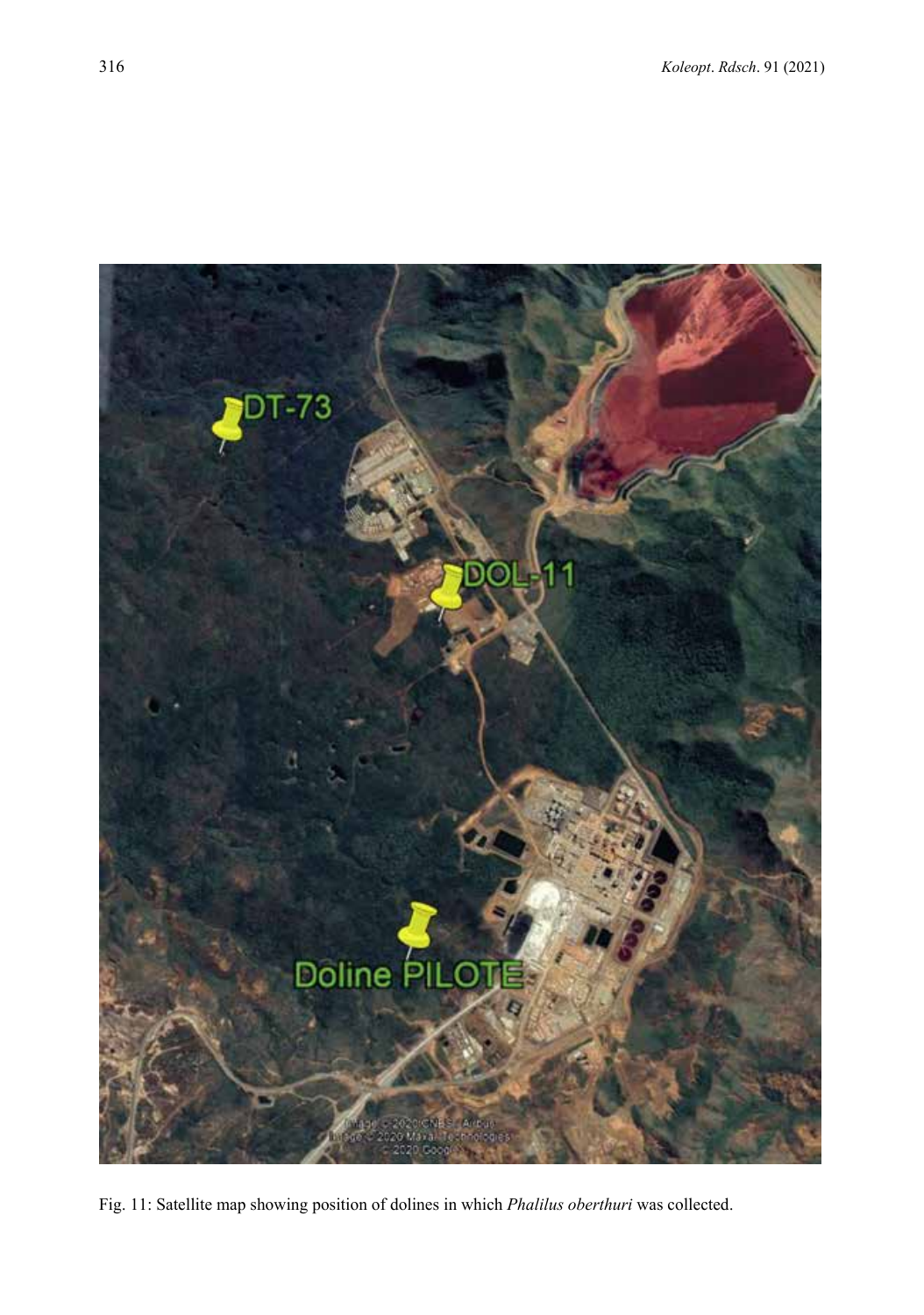Fig. 11: Satellite map showing position of dolines in which *Phalilus oberthuri* was collected.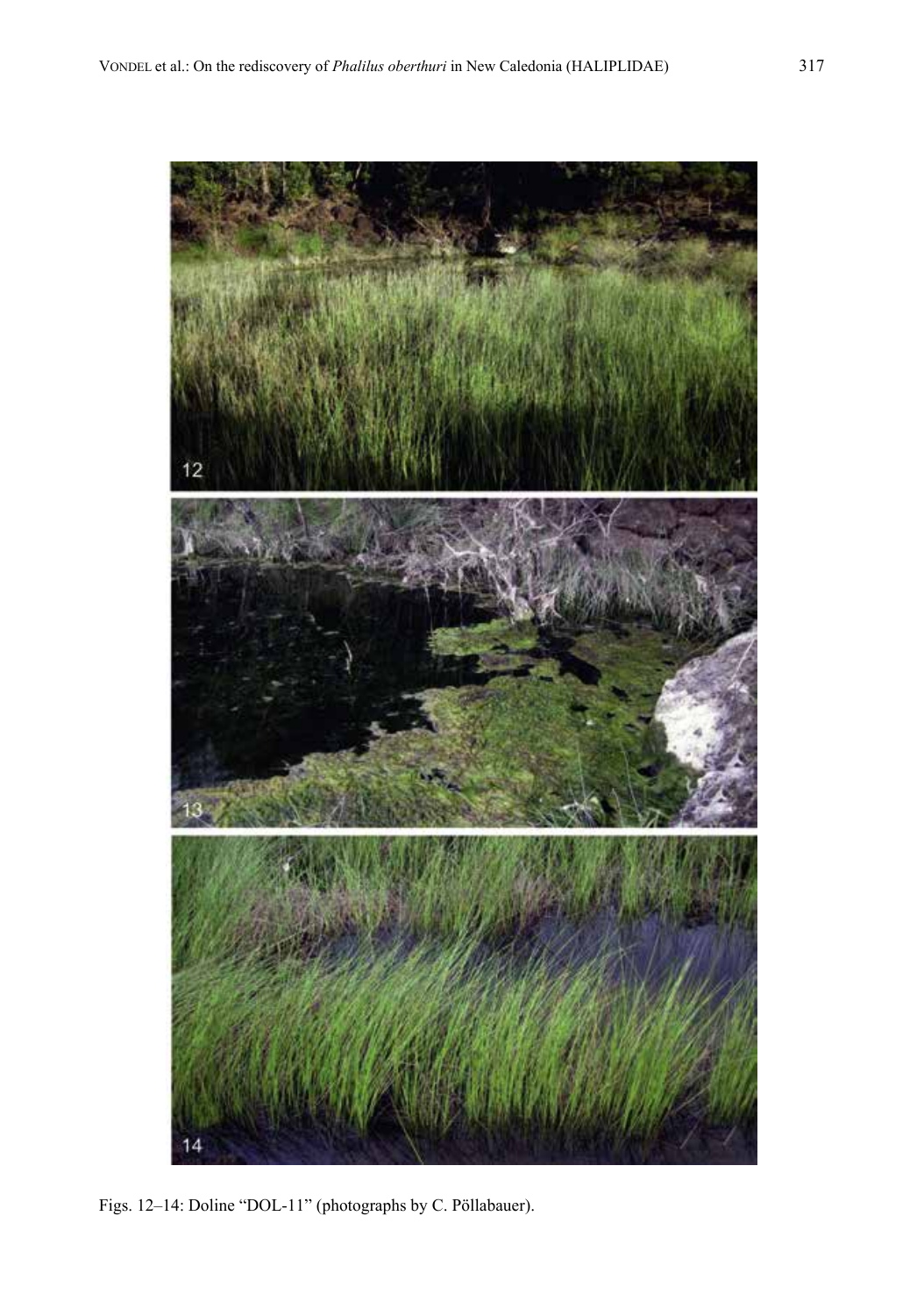Figs. 12–14: Doline "DOL-11" (photographs by C. Pöllabauer).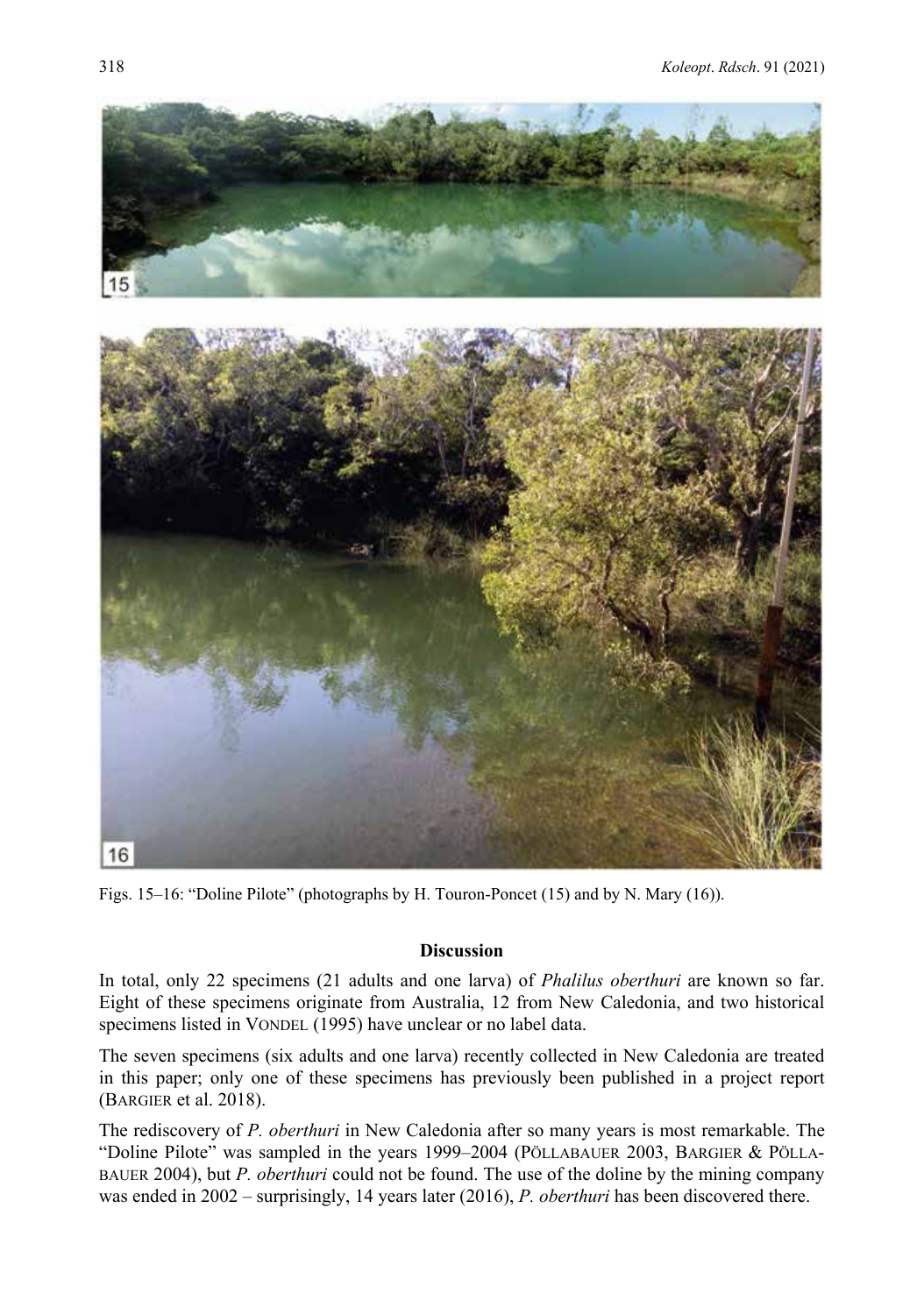Figs. 15–16: "Doline Pilote" (photographs by H. Touron-Poncet (15) and by N. Mary (16)).

## Discussion

In total, only 22 specimens (21 adults and one larva) of *Phalilus oberthuri* are known so far. Eight of these specimens originate from Australia, 12 from New Caledonia, and two historical specimens listed in VONDEL (1995) have unclear or no label data.

The seven specimens (six adults and one larva) recently collected in New Caledonia are treated in this paper; only one of these specimens has previously been published in a project report (BARGIER et al. 2018).

The rediscovery of *P. oberthuri* in New Caledonia after so many years is most remarkable. The "Doline Pilote" was sampled in the years 1999–2004 (PÖLLABAUER 2003, BARGIER & PÖLLABAUER 2004), but *P. oberthuri* could not be found. The use of the doline by the mining company was ended in 2002 – surprisingly, 14 years later (2016), *P. oberthuri* has been discovered there.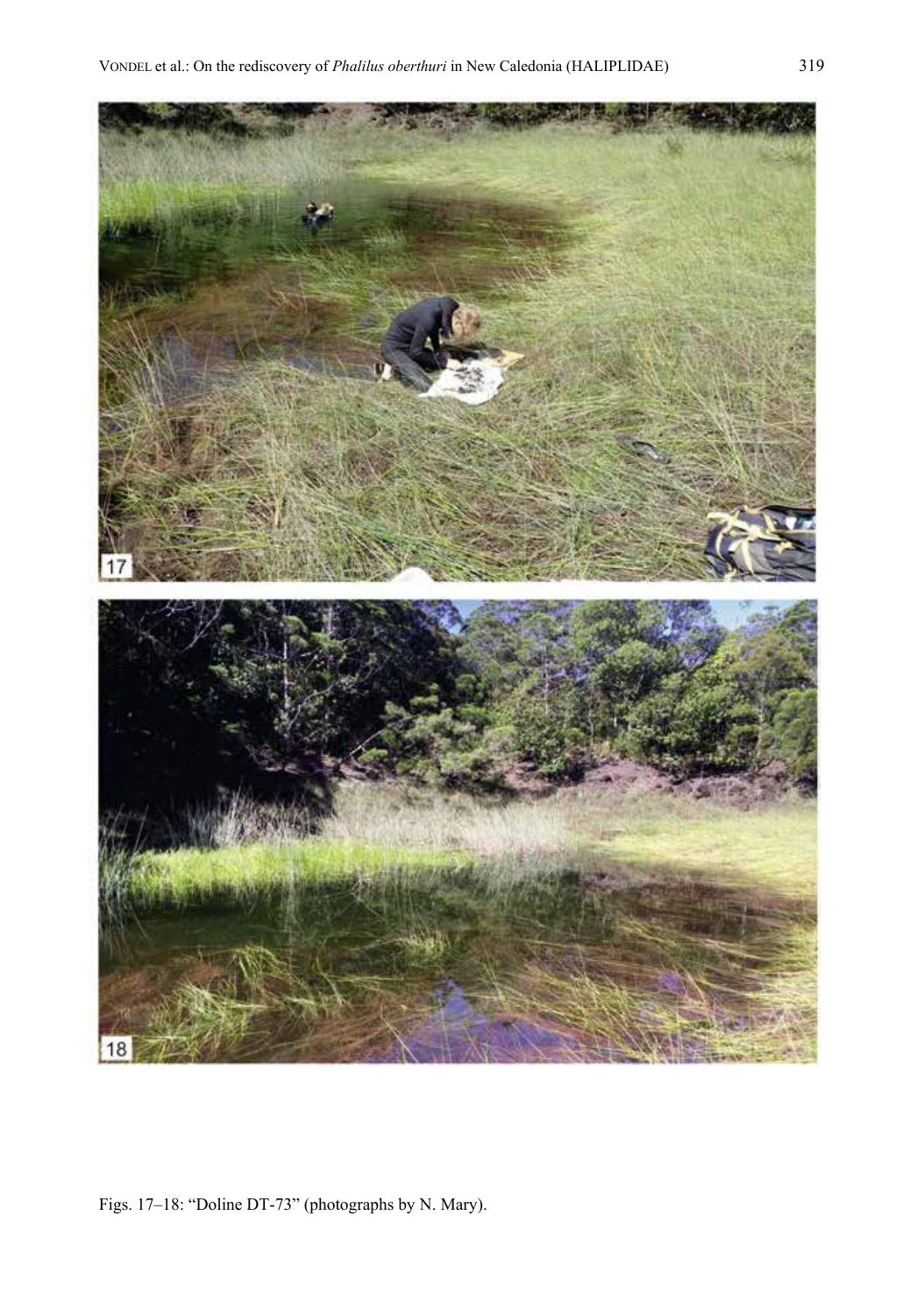Figs. 17–18: "Doline DT-73" (photographs by N. Mary).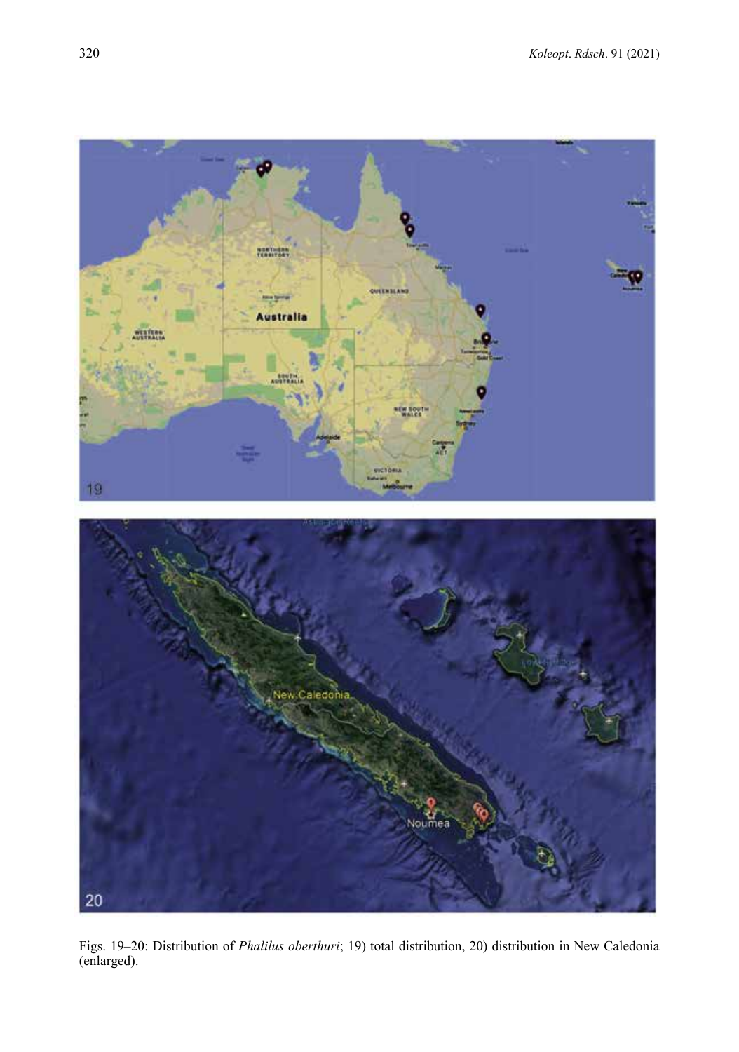Figs. 19–20: Distribution of *Phalilus oberthuri*; 19) total distribution, 20) distribution in New Caledonia (enlarged).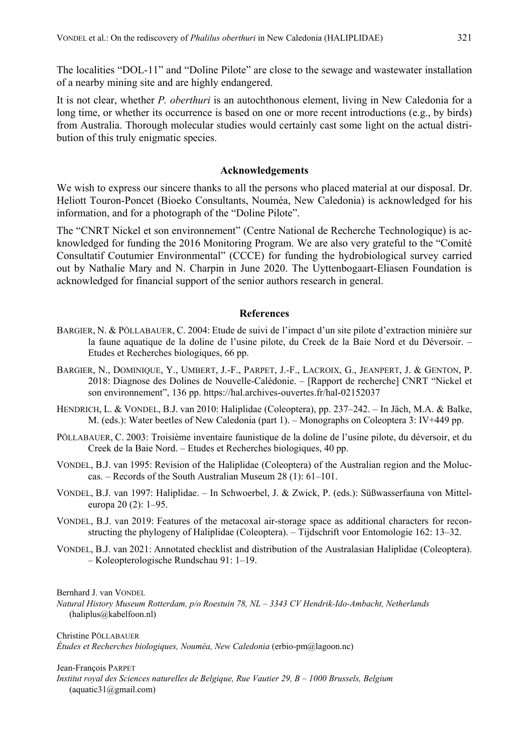The localities "DOL-11" and "Doline Pilote" are close to the sewage and wastewater installation of a nearby mining site and are highly endangered.

It is not clear, whether *P. oberthuri* is an autochthonous element, living in New Caledonia for a long time, or whether its occurrence is based on one or more recent introductions (e.g., by birds) from Australia. Thorough molecular studies would certainly cast some light on the actual distribution of this truly enigmatic species.

## Acknowledgements

We wish to express our sincere thanks to all the persons who placed material at our disposal. Dr. Heliott Touron-Poncet (Bioeko Consultants, Nouméa, New Caledonia) is acknowledged for his information, and for a photograph of the "Doline Pilote".

The "CNRT Nickel et son environnement" (Centre National de Recherche Technologique) is acknowledged for funding the 2016 Monitoring Program. We are also very grateful to the "Comité Consultatif Coutumier Environmental" (CCCE) for funding the hydrobiological survey carried out by Nathalie Mary and N. Charpin in June 2020. The Uyttenbogaart-Eliasen Foundation is acknowledged for financial support of the senior authors research in general.

## References

BARGIER, N. & PÖLLABAUER, C. 2004: Etude de suivi de l'impact d'un site pilote d'extraction minière sur la faune aquatique de la doline de l'usine pilote, du Creek de la Baie Nord et du Déversoir. – Etudes et Recherches biologiques, 66 pp.

BARGIER, N., DOMINIQUE, Y., UMBERT, J.-F., PARPET, J.-F., LACROIX, G., JEANPERT, J. & GENTON, P. 2018: Diagnose des Dolines de Nouvelle-Calédonie. – [Rapport de recherche] CNRT "Nickel et son environnement", 136 pp. https://hal.archives-ouvertes.fr/hal-02152037

HENDRICH, L. & VONDEL, B.J. van 2010: Haliplidae (Coleoptera), pp. 237–242. – In Jäch, M.A. & Balke, M. (eds.): Water beetles of New Caledonia (part 1). – Monographs on Coleoptera 3: IV+449 pp.

PÖLLABAUER, C. 2003: Troisième inventaire faunistique de la doline de l'usine pilote, du déversoir, et du Creek de la Baie Nord. – Etudes et Recherches biologiques, 40 pp.

VONDEL, B.J. van 1995: Revision of the Haliplidae (Coleoptera) of the Australian region and the Moluccas. – Records of the South Australian Museum 28 (1): 61–101.

VONDEL, B.J. van 1997: Haliplidae. – In Schwoerbel, J. & Zwick, P. (eds.): Süßwasserfauna von Mitteleuropa 20 (2): 1–95.

VONDEL, B.J. van 2019: Features of the metacoxal air-storage space as additional characters for reconstructing the phylogeny of Haliplidae (Coleoptera). – Tijdschrift voor Entomologie 162: 13–32.

VONDEL, B.J. van 2021: Annotated checklist and distribution of the Australasian Haliplidae (Coleoptera). – Koleopterologische Rundschau 91: 1–19.

Bernhard J. van VONDEL
*Natural History Museum Rotterdam, p/o Roestuin 78, NL – 3343 CV Hendrik-Ido-Ambacht, Netherlands* (haliplus@kabelfoon.nl)

Christine PÖLLABAUER
*Études et Recherches biologiques, Nouméa, New Caledonia* (erbio-pm@lagoon.nc)

Jean-François PARPET
*Institut royal des Sciences naturelles de Belgique, Rue Vautier 29, B – 1000 Brussels, Belgium* (aquatic31@gmail.com)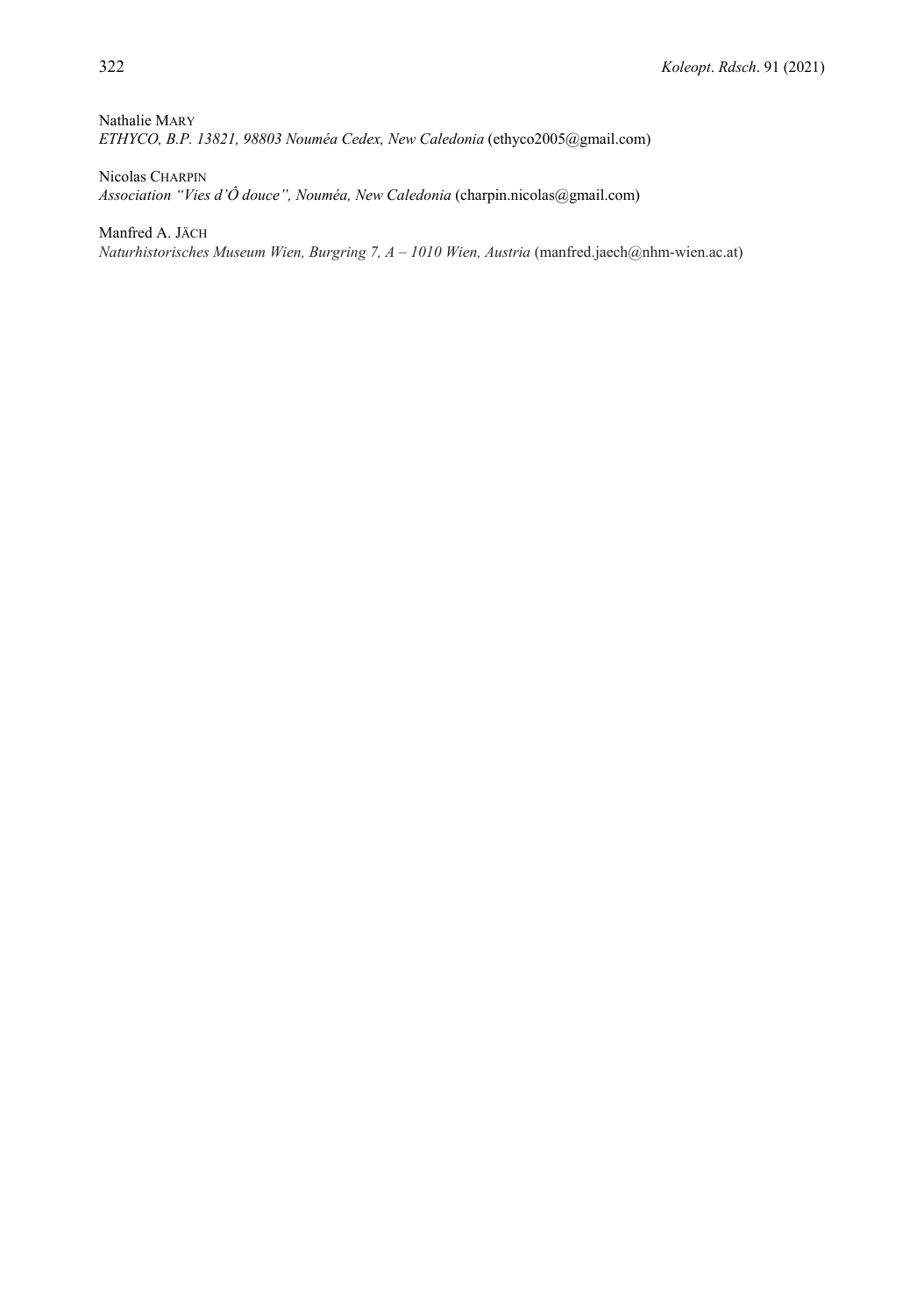Nathalie MARY
*ETHYCO, B.P. 13821, 98803 Nouméa Cedex, New Caledonia* (ethyco2005@gmail.com)

Nicolas CHARPIN
*Association "Vies d'Ô douce", Nouméa, New Caledonia* (charpin.nicolas@gmail.com)

Manfred A. JÄCH
*Naturhistorisches Museum Wien, Burgring 7, A – 1010 Wien, Austria* (manfred.jaech@nhm-wien.ac.at)